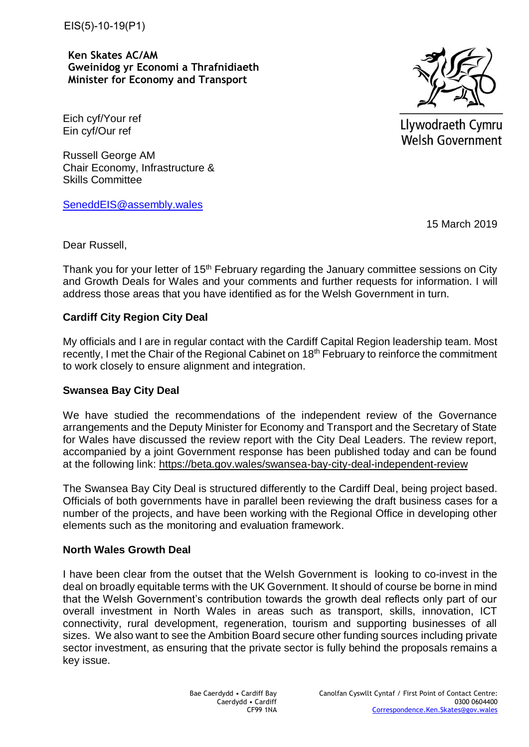EIS(5)-10-19(P1)

**Ken Skates AC/AM**
**Gweinidog yr Economi a Thrafnidiaeth**
**Minister for Economy and Transport**

Llywodraeth Cymru
Welsh Government

Eich cyf/Your ref
Ein cyf/Our ref

Russell George AM
Chair Economy, Infrastructure & Skills Committee

SeneddEIS@assembly.wales

15 March 2019

Dear Russell,

Thank you for your letter of 15th February regarding the January committee sessions on City and Growth Deals for Wales and your comments and further requests for information. I will address those areas that you have identified as for the Welsh Government in turn.

**Cardiff City Region City Deal**

My officials and I are in regular contact with the Cardiff Capital Region leadership team. Most recently, I met the Chair of the Regional Cabinet on 18th February to reinforce the commitment to work closely to ensure alignment and integration.

**Swansea Bay City Deal**

We have studied the recommendations of the independent review of the Governance arrangements and the Deputy Minister for Economy and Transport and the Secretary of State for Wales have discussed the review report with the City Deal Leaders. The review report, accompanied by a joint Government response has been published today and can be found at the following link: https://beta.gov.wales/swansea-bay-city-deal-independent-review

The Swansea Bay City Deal is structured differently to the Cardiff Deal, being project based. Officials of both governments have in parallel been reviewing the draft business cases for a number of the projects, and have been working with the Regional Office in developing other elements such as the monitoring and evaluation framework.

**North Wales Growth Deal**

I have been clear from the outset that the Welsh Government is looking to co-invest in the deal on broadly equitable terms with the UK Government. It should of course be borne in mind that the Welsh Government's contribution towards the growth deal reflects only part of our overall investment in North Wales in areas such as transport, skills, innovation, ICT connectivity, rural development, regeneration, tourism and supporting businesses of all sizes. We also want to see the Ambition Board secure other funding sources including private sector investment, as ensuring that the private sector is fully behind the proposals remains a key issue.

Bae Caerdydd • Cardiff Bay
Caerdydd • Cardiff
CF99 1NA

Canolfan Cyswllt Cyntaf / First Point of Contact Centre:
0300 0604400
Correspondence.Ken.Skates@gov.wales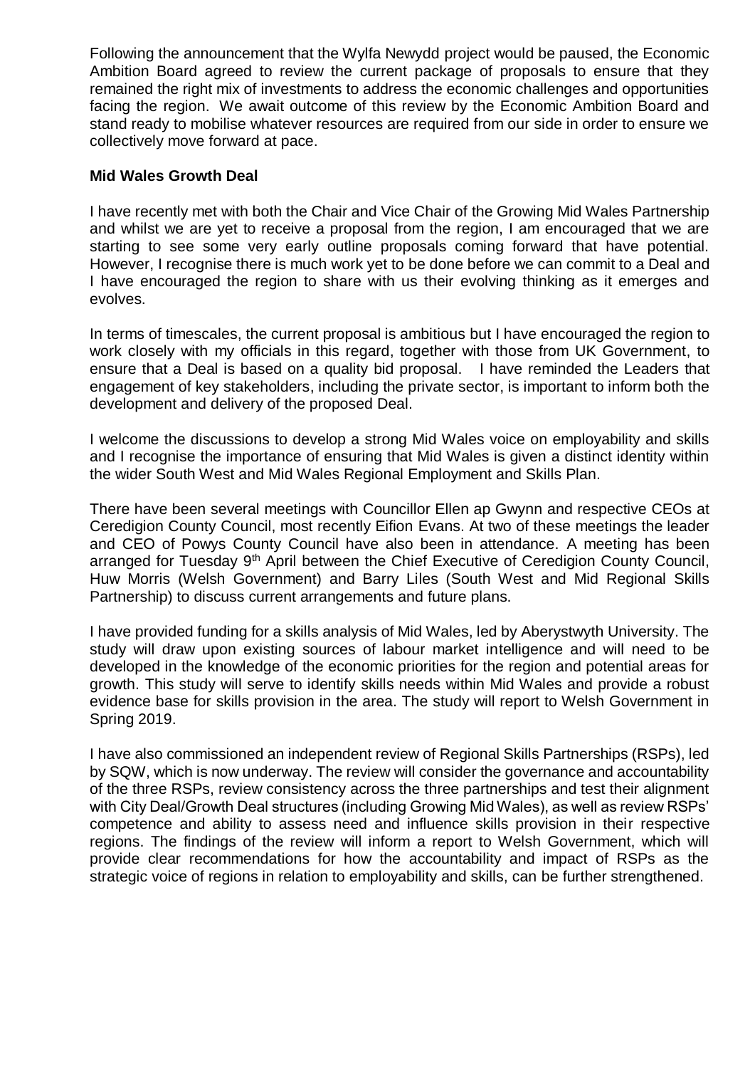Following the announcement that the Wylfa Newydd project would be paused, the Economic Ambition Board agreed to review the current package of proposals to ensure that they remained the right mix of investments to address the economic challenges and opportunities facing the region. We await outcome of this review by the Economic Ambition Board and stand ready to mobilise whatever resources are required from our side in order to ensure we collectively move forward at pace.

**Mid Wales Growth Deal**

I have recently met with both the Chair and Vice Chair of the Growing Mid Wales Partnership and whilst we are yet to receive a proposal from the region, I am encouraged that we are starting to see some very early outline proposals coming forward that have potential. However, I recognise there is much work yet to be done before we can commit to a Deal and I have encouraged the region to share with us their evolving thinking as it emerges and evolves.

In terms of timescales, the current proposal is ambitious but I have encouraged the region to work closely with my officials in this regard, together with those from UK Government, to ensure that a Deal is based on a quality bid proposal. I have reminded the Leaders that engagement of key stakeholders, including the private sector, is important to inform both the development and delivery of the proposed Deal.

I welcome the discussions to develop a strong Mid Wales voice on employability and skills and I recognise the importance of ensuring that Mid Wales is given a distinct identity within the wider South West and Mid Wales Regional Employment and Skills Plan.

There have been several meetings with Councillor Ellen ap Gwynn and respective CEOs at Ceredigion County Council, most recently Eifion Evans. At two of these meetings the leader and CEO of Powys County Council have also been in attendance. A meeting has been arranged for Tuesday 9th April between the Chief Executive of Ceredigion County Council, Huw Morris (Welsh Government) and Barry Liles (South West and Mid Regional Skills Partnership) to discuss current arrangements and future plans.

I have provided funding for a skills analysis of Mid Wales, led by Aberystwyth University. The study will draw upon existing sources of labour market intelligence and will need to be developed in the knowledge of the economic priorities for the region and potential areas for growth. This study will serve to identify skills needs within Mid Wales and provide a robust evidence base for skills provision in the area. The study will report to Welsh Government in Spring 2019.

I have also commissioned an independent review of Regional Skills Partnerships (RSPs), led by SQW, which is now underway. The review will consider the governance and accountability of the three RSPs, review consistency across the three partnerships and test their alignment with City Deal/Growth Deal structures (including Growing Mid Wales), as well as review RSPs' competence and ability to assess need and influence skills provision in their respective regions. The findings of the review will inform a report to Welsh Government, which will provide clear recommendations for how the accountability and impact of RSPs as the strategic voice of regions in relation to employability and skills, can be further strengthened.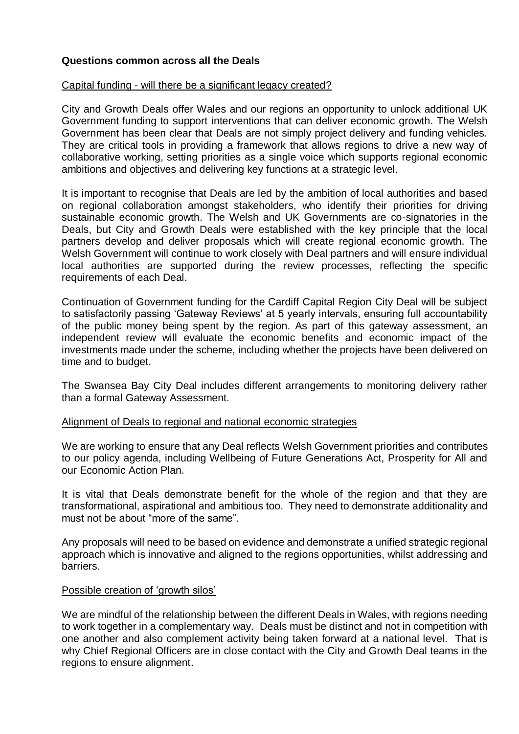### **Questions common across all the Deals**

Capital funding - will there be a significant legacy created?

City and Growth Deals offer Wales and our regions an opportunity to unlock additional UK Government funding to support interventions that can deliver economic growth. The Welsh Government has been clear that Deals are not simply project delivery and funding vehicles. They are critical tools in providing a framework that allows regions to drive a new way of collaborative working, setting priorities as a single voice which supports regional economic ambitions and objectives and delivering key functions at a strategic level.

It is important to recognise that Deals are led by the ambition of local authorities and based on regional collaboration amongst stakeholders, who identify their priorities for driving sustainable economic growth. The Welsh and UK Governments are co-signatories in the Deals, but City and Growth Deals were established with the key principle that the local partners develop and deliver proposals which will create regional economic growth. The Welsh Government will continue to work closely with Deal partners and will ensure individual local authorities are supported during the review processes, reflecting the specific requirements of each Deal.

Continuation of Government funding for the Cardiff Capital Region City Deal will be subject to satisfactorily passing 'Gateway Reviews' at 5 yearly intervals, ensuring full accountability of the public money being spent by the region. As part of this gateway assessment, an independent review will evaluate the economic benefits and economic impact of the investments made under the scheme, including whether the projects have been delivered on time and to budget.

The Swansea Bay City Deal includes different arrangements to monitoring delivery rather than a formal Gateway Assessment.

Alignment of Deals to regional and national economic strategies

We are working to ensure that any Deal reflects Welsh Government priorities and contributes to our policy agenda, including Wellbeing of Future Generations Act, Prosperity for All and our Economic Action Plan.

It is vital that Deals demonstrate benefit for the whole of the region and that they are transformational, aspirational and ambitious too. They need to demonstrate additionality and must not be about "more of the same".

Any proposals will need to be based on evidence and demonstrate a unified strategic regional approach which is innovative and aligned to the regions opportunities, whilst addressing and barriers.

Possible creation of 'growth silos'

We are mindful of the relationship between the different Deals in Wales, with regions needing to work together in a complementary way. Deals must be distinct and not in competition with one another and also complement activity being taken forward at a national level. That is why Chief Regional Officers are in close contact with the City and Growth Deal teams in the regions to ensure alignment.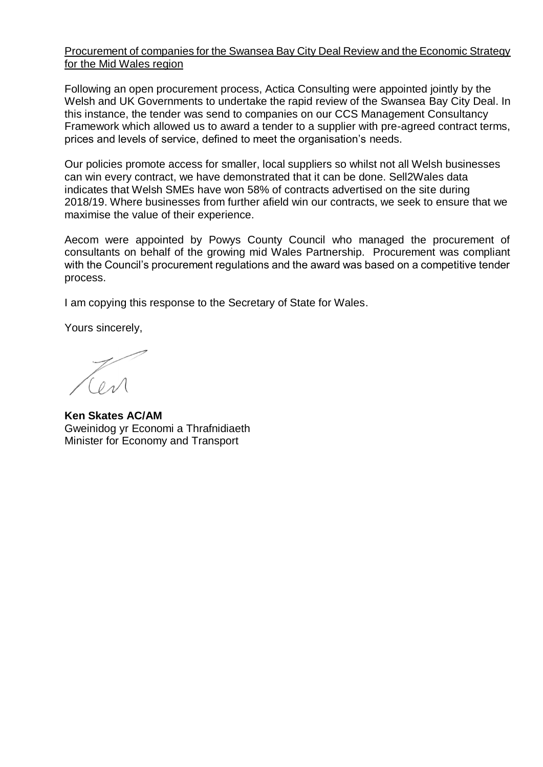Procurement of companies for the Swansea Bay City Deal Review and the Economic Strategy for the Mid Wales region

Following an open procurement process, Actica Consulting were appointed jointly by the Welsh and UK Governments to undertake the rapid review of the Swansea Bay City Deal. In this instance, the tender was send to companies on our CCS Management Consultancy Framework which allowed us to award a tender to a supplier with pre-agreed contract terms, prices and levels of service, defined to meet the organisation's needs.

Our policies promote access for smaller, local suppliers so whilst not all Welsh businesses can win every contract, we have demonstrated that it can be done. Sell2Wales data indicates that Welsh SMEs have won 58% of contracts advertised on the site during 2018/19. Where businesses from further afield win our contracts, we seek to ensure that we maximise the value of their experience.

Aecom were appointed by Powys County Council who managed the procurement of consultants on behalf of the growing mid Wales Partnership. Procurement was compliant with the Council's procurement regulations and the award was based on a competitive tender process.

I am copying this response to the Secretary of State for Wales.

Yours sincerely,

**Ken Skates AC/AM**
Gweinidog yr Economi a Thrafnidiaeth
Minister for Economy and Transport